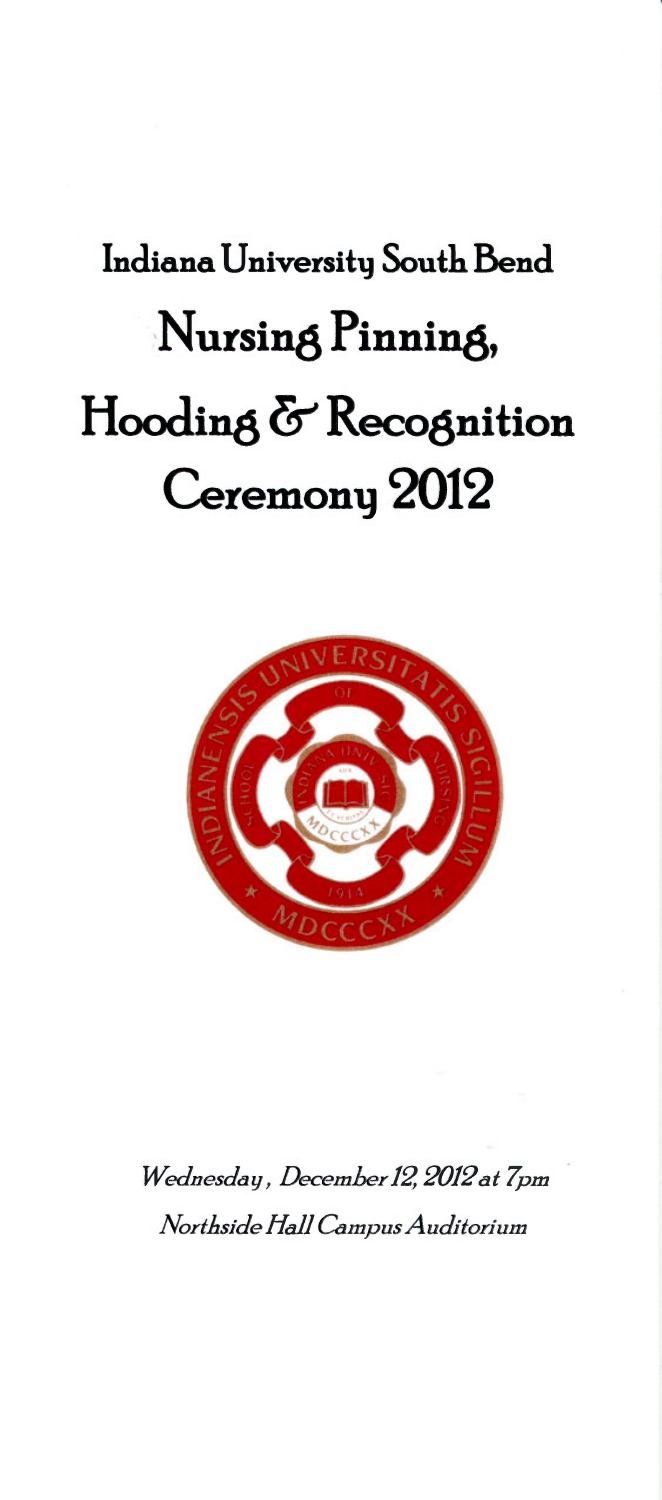# Indiana University South Bend

# Nursing Pinning, Hooding & Recognition Ceremony 2012

*Wednesday, December 12, 2012 at 7pm*

*Northside Hall Campus Auditorium*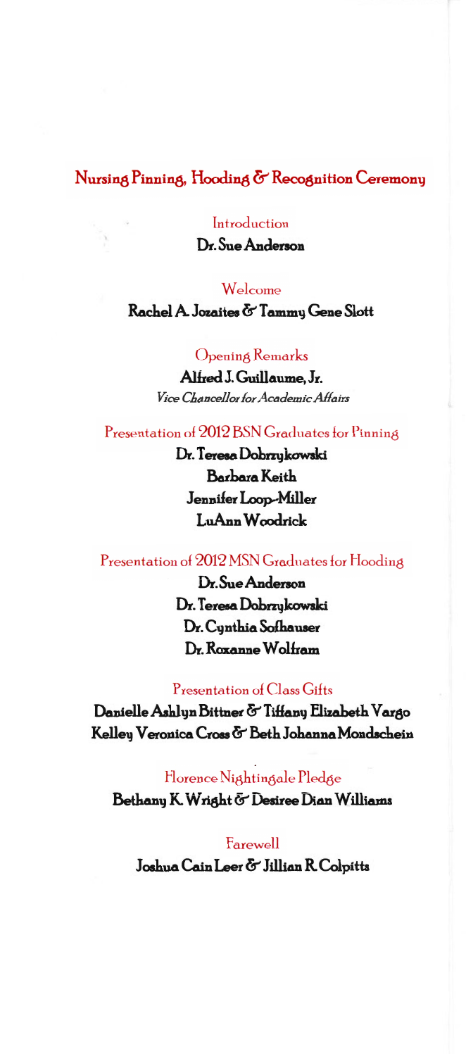# Nursing Pinning, Hooding & Recognition Ceremony

Introduction

**Dr. Sue Anderson**

Welcome

**Rachel A. Jozaites & Tammy Gene Slott**

Opening Remarks

**Alfred J. Guillaume, Jr.**

*Vice Chancellor for Academic Affairs*

Presentation of 2012 BSN Graduates for Pinning

**Dr. Teresa Dobrzykowski**

**Barbara Keith**

**Jennifer Loop-Miller**

**LuAnn Woodrick**

Presentation of 2012 MSN Graduates for Hooding

**Dr. Sue Anderson**

**Dr. Teresa Dobrzykowski**

**Dr. Cynthia Sofhauser**

**Dr. Roxanne Wolfram**

Presentation of Class Gifts

**Danielle Ashlyn Bittner & Tiffany Elizabeth Vargo**

**Kelley Veronica Cross & Beth Johanna Mondschein**

Florence Nightingale Pledge

**Bethany K. Wright & Desiree Dian Williams**

Farewell

**Joshua Cain Leer & Jillian R. Colpitts**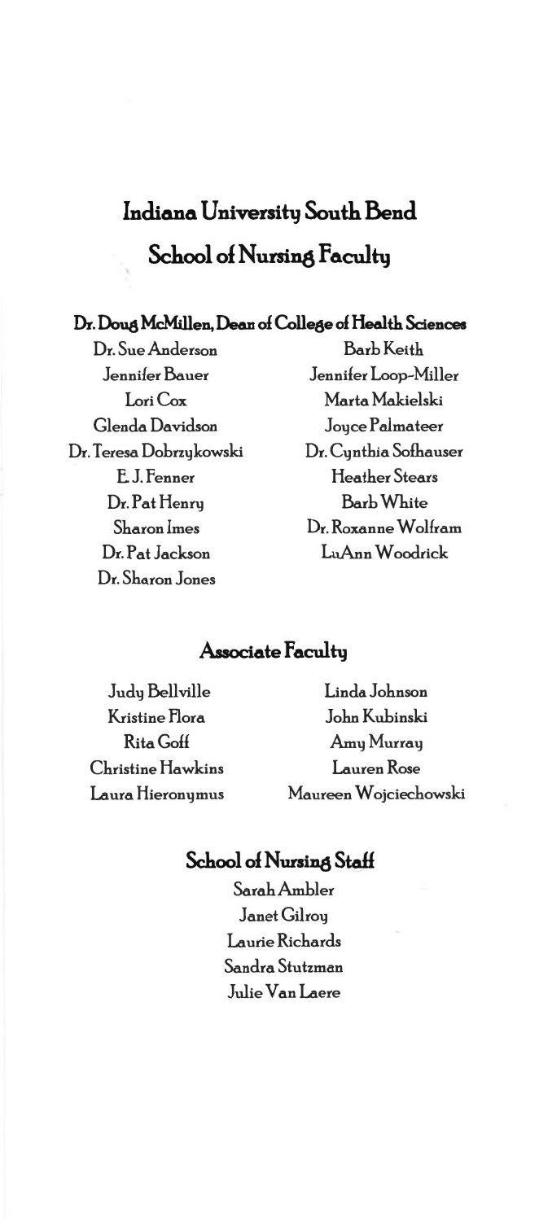# Indiana University South Bend

# School of Nursing Faculty

### Dr. Doug McMillen, Dean of College of Health Sciences

Dr. Sue Anderson
Jennifer Bauer
Lori Cox
Glenda Davidson
Dr. Teresa Dobrzykowski
E. J. Fenner
Dr. Pat Henry
Sharon Imes
Dr. Pat Jackson
Dr. Sharon Jones
Barb Keith
Jennifer Loop-Miller
Marta Makielski
Joyce Palmateer
Dr. Cynthia Sofhauser
Heather Stears
Barb White
Dr. Roxanne Wolfram
LuAnn Woodrick

## Associate Faculty

Judy Bellville
Kristine Flora
Rita Goff
Christine Hawkins
Laura Hieronymus
Linda Johnson
John Kubinski
Amy Murray
Lauren Rose
Maureen Wojciechowski

## School of Nursing Staff

Sarah Ambler
Janet Gilroy
Laurie Richards
Sandra Stutzman
Julie Van Laere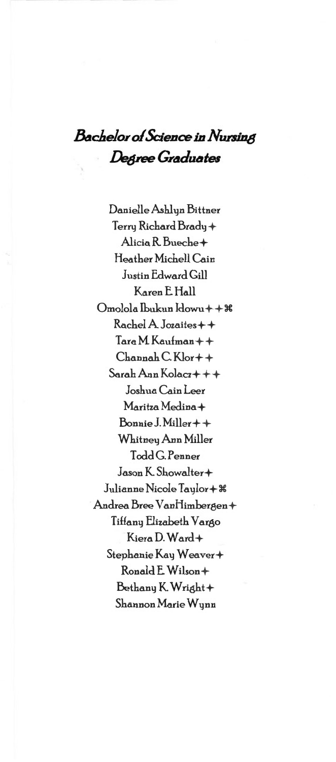## *Bachelor of Science in Nursing Degree Graduates*

Danielle Ashlyn Bittner
Terry Richard Brady✦
Alicia R. Bueche✦
Heather Michell Cain
Justin Edward Gill
Karen E. Hall
Omolola Ibukun Idowu✦✦⌘
Rachel A. Jozaites✦✦
Tara M. Kaufman✦✦
Channah C. Klor✦✦
Sarah Ann Kolacz✦✦✦
Joshua Cain Leer
Maritza Medina✦
Bonnie J. Miller✦✦
Whitney Ann Miller
Todd G. Penner
Jason K. Showalter✦
Julianne Nicole Taylor✦⌘
Andrea Bree VanHimbergen✦
Tiffany Elizabeth Vargo
Kiera D. Ward✦
Stephanie Kay Weaver✦
Ronald E. Wilson✦
Bethany K. Wright✦
Shannon Marie Wynn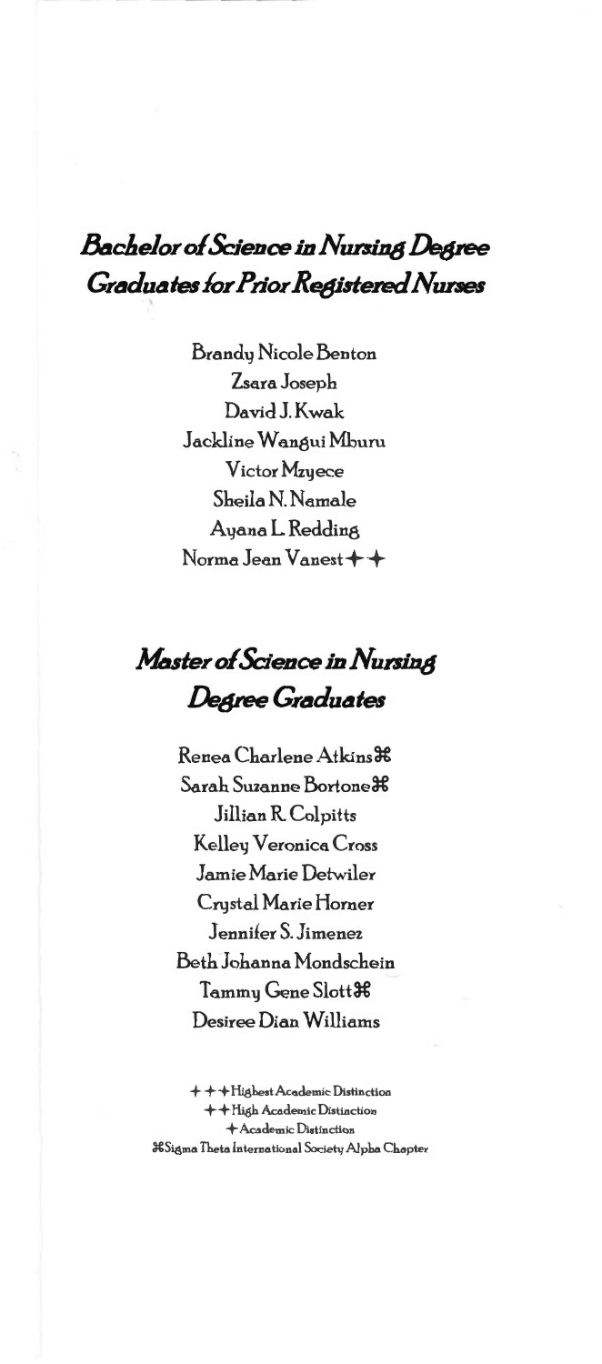## *Bachelor of Science in Nursing Degree Graduates for Prior Registered Nurses*

Brandy Nicole Benton
Zsara Joseph
David J. Kwak
Jackline Wangui Mburu
Victor Mzyece
Sheila N. Namale
Ayana L. Redding
Norma Jean Vanest ✦✦

## *Master of Science in Nursing Degree Graduates*

Renea Charlene Atkins ⌘
Sarah Suzanne Bortone ⌘
Jillian R. Colpitts
Kelley Veronica Cross
Jamie Marie Detwiler
Crystal Marie Horner
Jennifer S. Jimenez
Beth Johanna Mondschein
Tammy Gene Slott ⌘
Desiree Dian Williams

✦✦✦ Highest Academic Distinction
✦✦ High Academic Distinction
✦ Academic Distinction
⌘ Sigma Theta International Society Alpha Chapter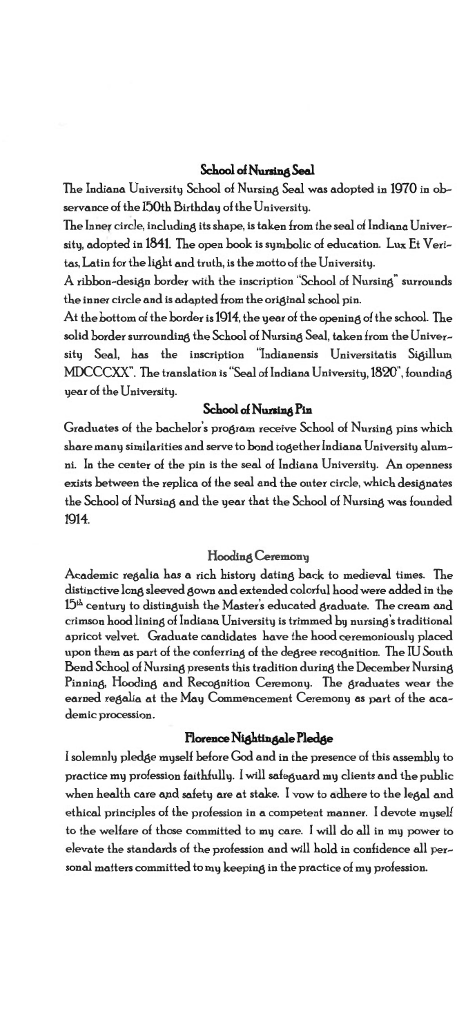## School of Nursing Seal

The Indiana University School of Nursing Seal was adopted in 1970 in observance of the 150th Birthday of the University.

The Inner circle, including its shape, is taken from the seal of Indiana University, adopted in 1841. The open book is symbolic of education. Lux Et Veritas, Latin for the light and truth, is the motto of the University.

A ribbon-design border with the inscription "School of Nursing" surrounds the inner circle and is adapted from the original school pin.

At the bottom of the border is 1914, the year of the opening of the school. The solid border surrounding the School of Nursing Seal, taken from the University Seal, has the inscription "Indianensis Universitatis Sigillum MDCCCXX". The translation is "Seal of Indiana University, 1820", founding year of the University.

## School of Nursing Pin

Graduates of the bachelor's program receive School of Nursing pins which share many similarities and serve to bond together Indiana University alumni. In the center of the pin is the seal of Indiana University. An openness exists between the replica of the seal and the outer circle, which designates the School of Nursing and the year that the School of Nursing was founded 1914.

## Hooding Ceremony

Academic regalia has a rich history dating back to medieval times. The distinctive long sleeved gown and extended colorful hood were added in the 15th century to distinguish the Master's educated graduate. The cream and crimson hood lining of Indiana University is trimmed by nursing's traditional apricot velvet. Graduate candidates have the hood ceremoniously placed upon them as part of the conferring of the degree recognition. The IU South Bend School of Nursing presents this tradition during the December Nursing Pinning, Hooding and Recognition Ceremony. The graduates wear the earned regalia at the May Commencement Ceremony as part of the academic procession.

## Florence Nightingale Pledge

I solemnly pledge myself before God and in the presence of this assembly to practice my profession faithfully. I will safeguard my clients and the public when health care and safety are at stake. I vow to adhere to the legal and ethical principles of the profession in a competent manner. I devote myself to the welfare of those committed to my care. I will do all in my power to elevate the standards of the profession and will hold in confidence all personal matters committed to my keeping in the practice of my profession.